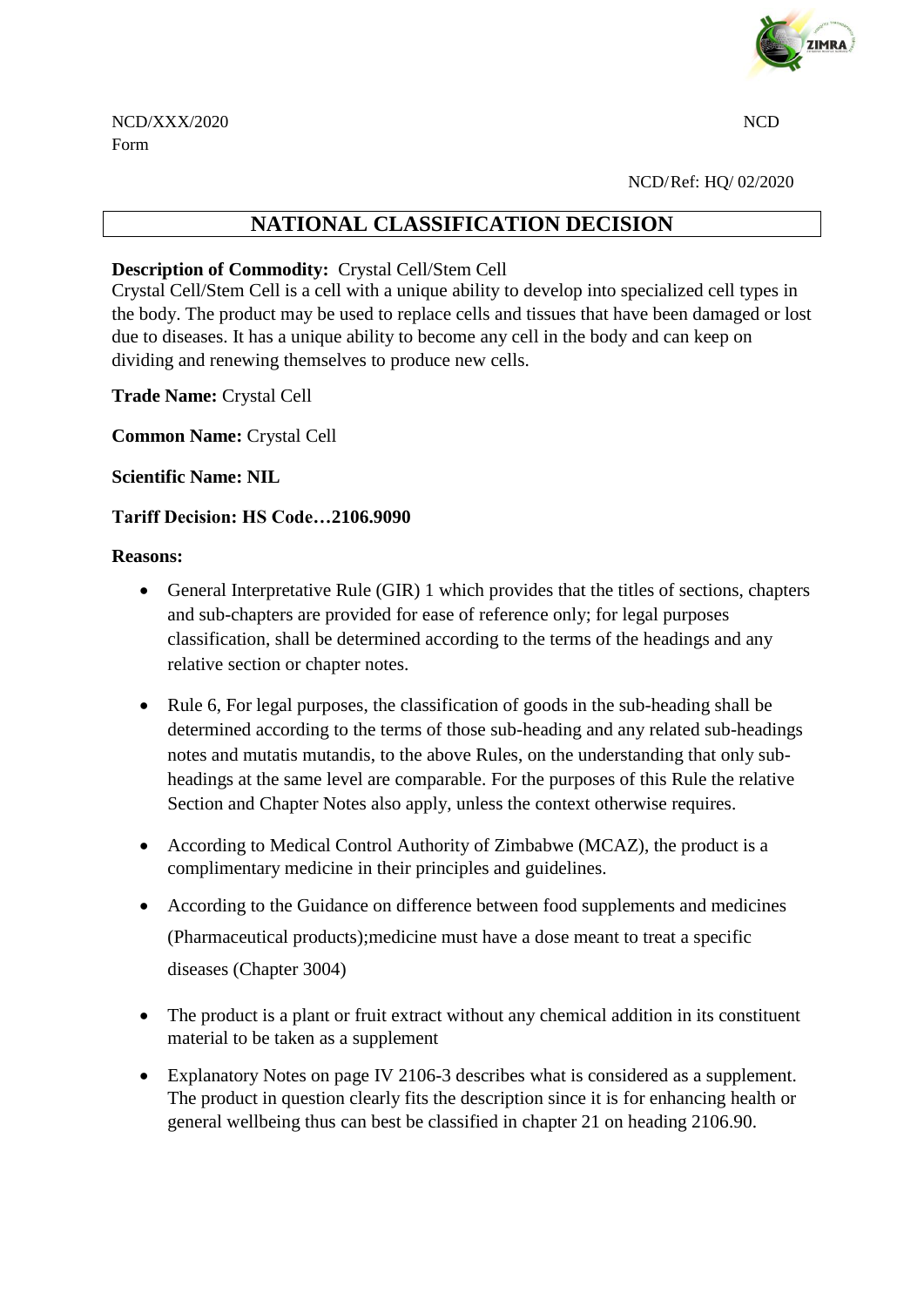NCD/XXX/2020 NCD
Form

NCD/Ref: HQ/ 02/2020

# NATIONAL CLASSIFICATION DECISION

**Description of Commodity:** Crystal Cell/Stem Cell
Crystal Cell/Stem Cell is a cell with a unique ability to develop into specialized cell types in the body. The product may be used to replace cells and tissues that have been damaged or lost due to diseases. It has a unique ability to become any cell in the body and can keep on dividing and renewing themselves to produce new cells.

**Trade Name:** Crystal Cell

**Common Name:** Crystal Cell

**Scientific Name: NIL**

**Tariff Decision: HS Code…2106.9090**

**Reasons:**

- General Interpretative Rule (GIR) 1 which provides that the titles of sections, chapters and sub-chapters are provided for ease of reference only; for legal purposes classification, shall be determined according to the terms of the headings and any relative section or chapter notes.

- Rule 6, For legal purposes, the classification of goods in the sub-heading shall be determined according to the terms of those sub-heading and any related sub-headings notes and mutatis mutandis, to the above Rules, on the understanding that only sub-headings at the same level are comparable. For the purposes of this Rule the relative Section and Chapter Notes also apply, unless the context otherwise requires.

- According to Medical Control Authority of Zimbabwe (MCAZ), the product is a complimentary medicine in their principles and guidelines.

- According to the Guidance on difference between food supplements and medicines (Pharmaceutical products);medicine must have a dose meant to treat a specific diseases (Chapter 3004)

- The product is a plant or fruit extract without any chemical addition in its constituent material to be taken as a supplement

- Explanatory Notes on page IV 2106-3 describes what is considered as a supplement. The product in question clearly fits the description since it is for enhancing health or general wellbeing thus can best be classified in chapter 21 on heading 2106.90.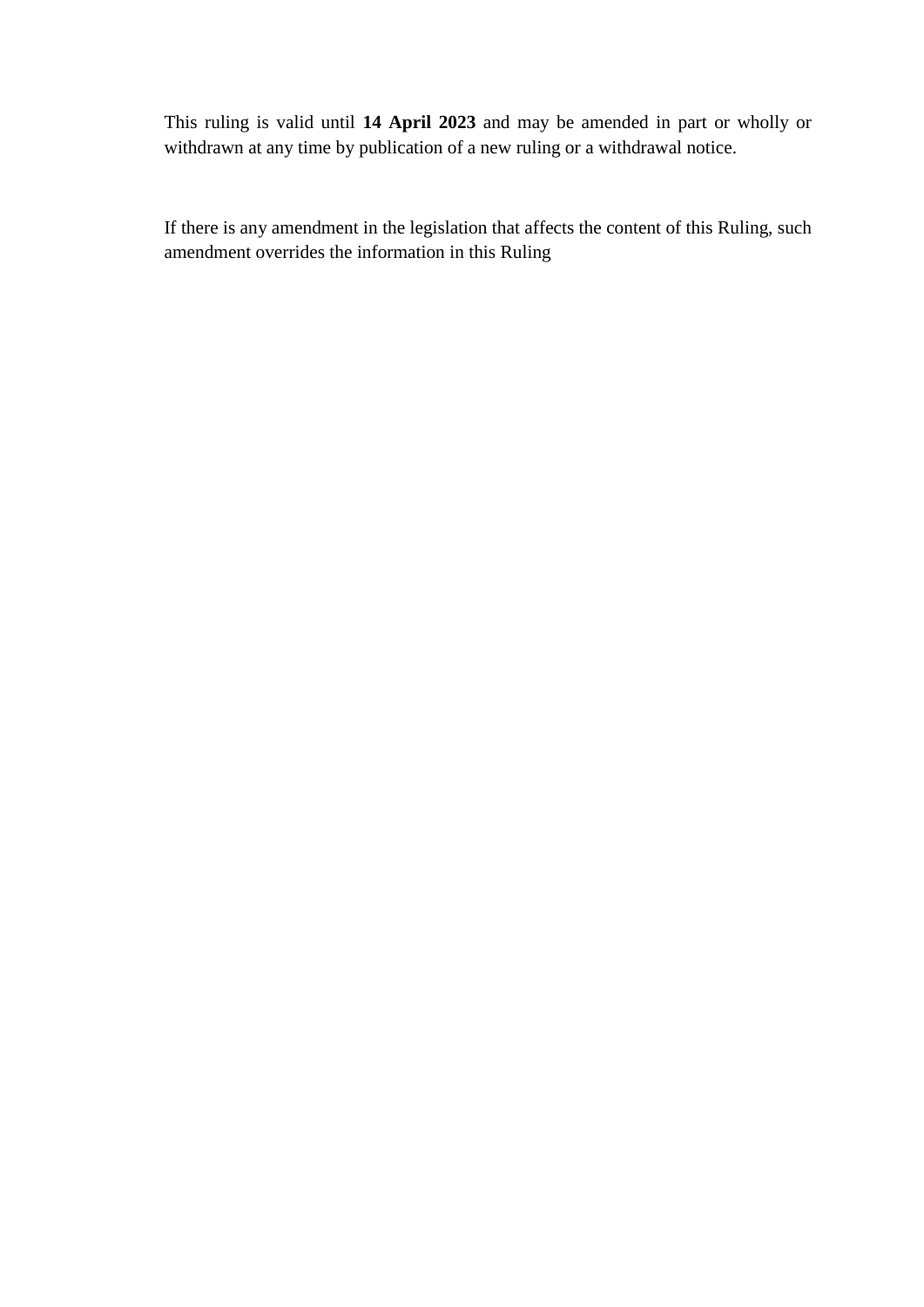This ruling is valid until **14 April 2023** and may be amended in part or wholly or withdrawn at any time by publication of a new ruling or a withdrawal notice.

If there is any amendment in the legislation that affects the content of this Ruling, such amendment overrides the information in this Ruling